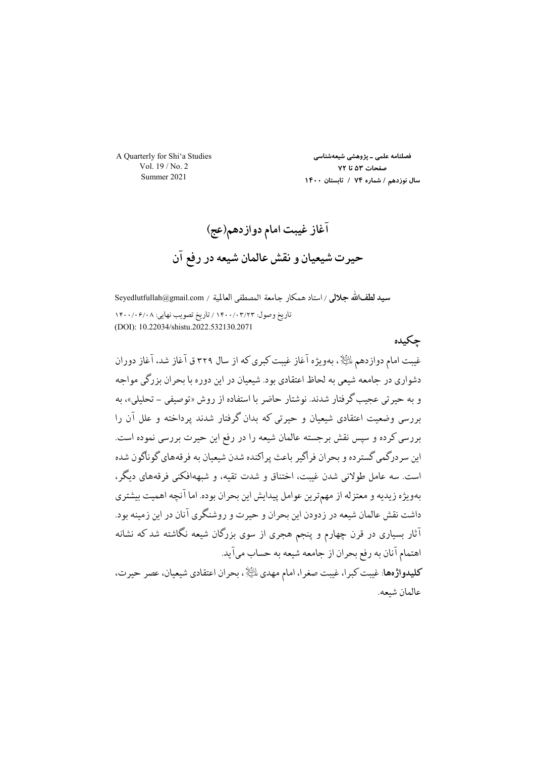# آغاز غیبت امام دوازدهم(عج)

# حیرت شیعیان و نقش عالمان شیعه در رفع آن

**سید لطف‌الله جلالی** / استاد همکار جامعة المصطفی العالمیة / Seyedlutfullah@gmail.com

تاریخ وصول: ۱۴۰۰/۰۳/۲۳ / تاریخ تصویب نهایی: ۱۴۰۰/۰۶/۰۸

(DOI): 10.22034/shistu.2022.532130.2071

## چکیده

غیبت امام دوازدهم علیه‌السلام، به‌ویژه آغاز غیبت کبری که از سال ۳۲۹ ق آغاز شد، آغاز دوران دشواری در جامعه شیعی به لحاظ اعتقادی بود. شیعیان در این دوره با بحران بزرگی مواجه و به حیرتی عجیب گرفتار شدند. نوشتار حاضر با استفاده از روش «توصیفی - تحلیلی»، به بررسی وضعیت اعتقادی شیعیان و حیرتی که بدان گرفتار شدند پرداخته و علل آن را بررسی کرده و سپس نقش برجسته عالمان شیعه را در رفع این حیرت بررسی نموده است. این سردرگمی گسترده و بحران فراگیر باعث پراکنده شدن شیعیان به فرقه‌های گوناگون شده است. سه عامل طولانی شدن غیبت، اختناق و شدت تقیه، و شبهه‌افکنی فرقه‌های دیگر، به‌ویژه زیدیه و معتزله از مهم‌ترین عوامل پیدایش این بحران بوده. اما آنچه اهمیت بیشتری داشت نقش عالمان شیعه در زدودن این بحران و حیرت و روشنگری آنان در این زمینه بود. آثار بسیاری در قرن چهارم و پنجم هجری از سوی بزرگان شیعه نگاشته شد که نشانه اهتمام آنان به رفع بحران از جامعه شیعه به حساب می‌آید.

**کلیدواژه‌ها**: غیبت کبرا، غیبت صغرا، امام مهدی علیه‌السلام، بحران اعتقادی شیعیان، عصر حیرت، عالمان شیعه.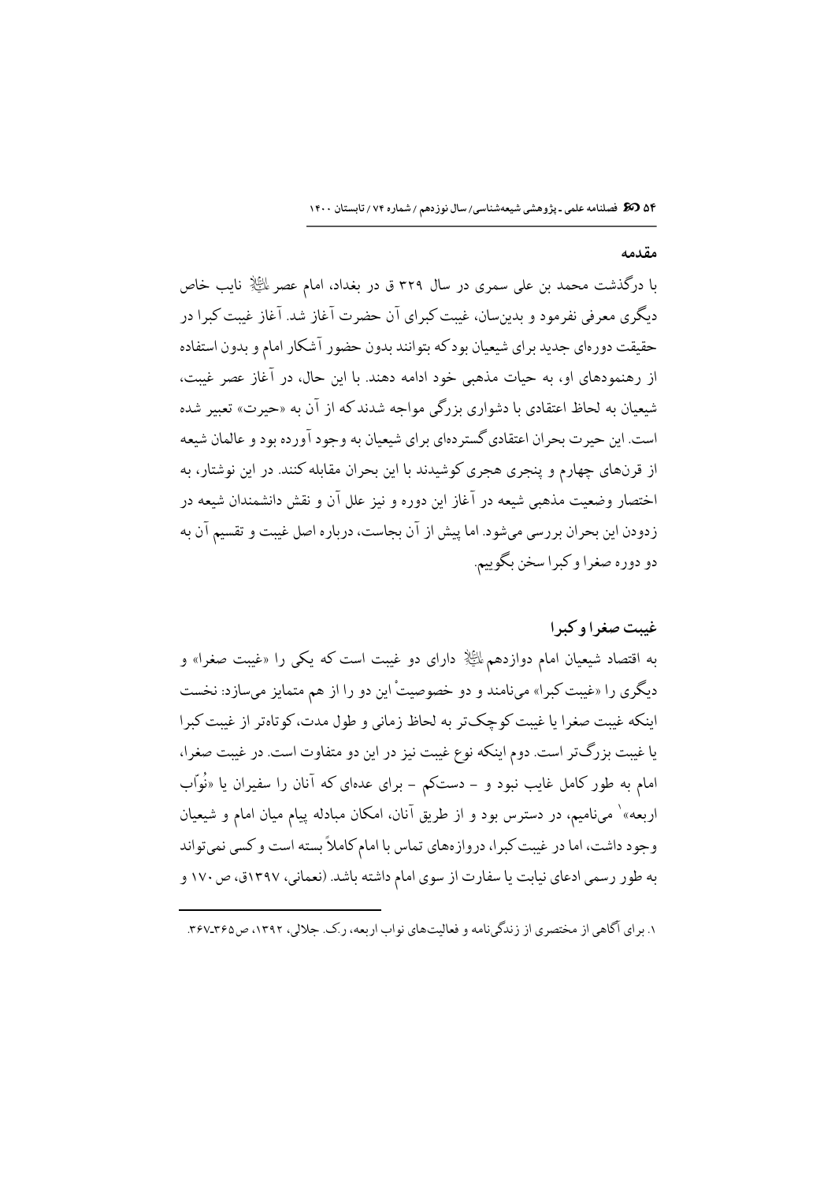## مقدمه

با درگذشت محمد بن علی سمری در سال ۳۲۹ ق در بغداد، امام عصر علیه‌السلام نایب خاص دیگری معرفی نفرمود و بدین‌سان، غیبت کبرای آن حضرت آغاز شد. آغاز غیبت کبرا در حقیقت دوره‌ای جدید برای شیعیان بود که بتوانند بدون حضور آشکار امام و بدون استفاده از رهنمودهای او، به حیات مذهبی خود ادامه دهند. با این حال، در آغاز عصر غیبت، شیعیان به لحاظ اعتقادی با دشواری بزرگی مواجه شدند که از آن به «حیرت» تعبیر شده است. این حیرت بحران اعتقادی گسترده‌ای برای شیعیان به وجود آورده بود و عالمان شیعه از قرن‌های چهارم و پنجری هجری کوشیدند با این بحران مقابله کنند. در این نوشتار، به اختصار وضعیت مذهبی شیعه در آغاز این دوره و نیز علل آن و نقش دانشمندان شیعه در زدودن این بحران بررسی می‌شود. اما پیش از آن بجاست، درباره اصل غیبت و تقسیم آن به دو دوره صغرا و کبرا سخن بگوییم.

## غیبت صغرا و کبرا

به اقتصاد شیعیان امام دوازدهم علیه‌السلام دارای دو غیبت است که یکی را «غیبت صغرا» و دیگری را «غیبت کبرا» می‌نامند و دو خصوصیتْ این دو را از هم متمایز می‌سازد: نخست اینکه غیبت صغرا یا غیبت کوچک‌تر به لحاظ زمانی و طول مدت، کوتاه‌تر از غیبت کبرا یا غیبت بزرگ‌تر است. دوم اینکه نوع غیبت نیز در این دو متفاوت است. در غیبت صغرا، امام به طور کامل غایب نبود و - دست‌کم - برای عده‌ای که آنان را سفیران یا «نُوّاب اربعه»[1] می‌نامیم، در دسترس بود و از طریق آنان، امکان مبادله پیام میان امام و شیعیان وجود داشت، اما در غیبت کبرا، دروازه‌های تماس با امام کاملاً بسته است و کسی نمی‌تواند به طور رسمی ادعای نیابت یا سفارت از سوی امام داشته باشد. (نعمانی، ۱۳۹۷ق، ص ۱۷۰ و

---

۱. برای آگاهی از مختصری از زندگی‌نامه و فعالیت‌های نواب اربعه، ر.ک. جلالی، ۱۳۹۲، ص۳۶۵ـ۳۶۷.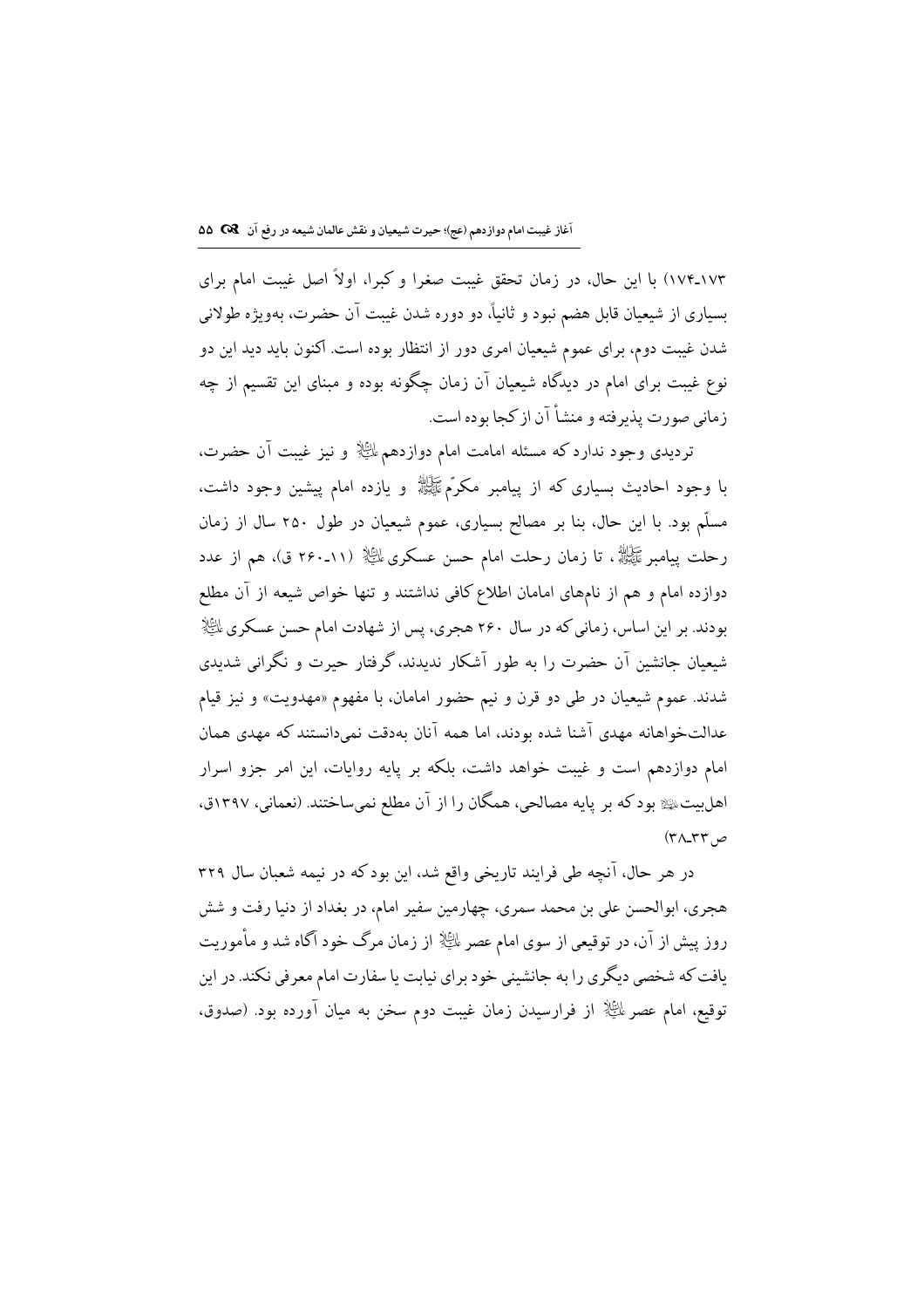۱۷۳-۱۷۴) با این حال، در زمان تحقق غیبت صغرا و کبرا، اولاً اصل غیبت امام برای بسیاری از شیعیان قابل هضم نبود و ثانیاً، دو دوره شدن غیبت آن حضرت، به‌ویژه طولانی شدن غیبت دوم، برای عموم شیعیان امری دور از انتظار بوده است. اکنون باید دید این دو نوع غیبت برای امام در دیدگاه شیعیان آن زمان چگونه بوده و مبنای این تقسیم از چه زمانی صورت پذیرفته و منشأ آن از کجا بوده است.

تردیدی وجود ندارد که مسئله امامت امام دوازدهم علیه‌السلام و نیز غیبت آن حضرت، با وجود احادیث بسیاری که از پیامبر مکرّم صلی‌الله‌علیه‌وآله و یازده امام پیشین وجود داشت، مسلّم بود. با این حال، بنا بر مصالح بسیاری، عموم شیعیان در طول ۲۵۰ سال از زمان رحلت پیامبر صلی‌الله‌علیه‌وآله، تا زمان رحلت امام حسن عسکری علیه‌السلام (۱۱-۲۶۰ ق)، هم از عدد دوازده امام و هم از نام‌های امامان اطلاع کافی نداشتند و تنها خواص شیعه از آن مطلع بودند. بر این اساس، زمانی که در سال ۲۶۰ هجری، پس از شهادت امام حسن عسکری علیه‌السلام شیعیان جانشین آن حضرت را به طور آشکار ندیدند، گرفتار حیرت و نگرانی شدیدی شدند. عموم شیعیان در طی دو قرن و نیم حضور امامان، با مفهوم «مهدویت» و نیز قیام عدالت‌خواهانه مهدی آشنا شده بودند، اما همه آنان به‌دقت نمی‌دانستند که مهدی همان امام دوازدهم است و غیبت خواهد داشت، بلکه بر پایه روایات، این امر جزو اسرار اهل‌بیت علیهم‌السلام بود که بر پایه مصالحی، همگان را از آن مطلع نمی‌ساختند. (نعمانی، ۱۳۹۷ق، ص۳۳-۳۸)

در هر حال، آنچه طی فرایند تاریخی واقع شد، این بود که در نیمه شعبان سال ۳۲۹ هجری، ابوالحسن علی بن محمد سمری، چهارمین سفیر امام، در بغداد از دنیا رفت و شش روز پیش از آن، در توقیعی از سوی امام عصر علیه‌السلام از زمان مرگ خود آگاه شد و مأموریت یافت که شخصی دیگری را به جانشینی خود برای نیابت یا سفارت امام معرفی نکند. در این توقیع، امام عصر علیه‌السلام از فرارسیدن زمان غیبت دوم سخن به میان آورده بود. (صدوق،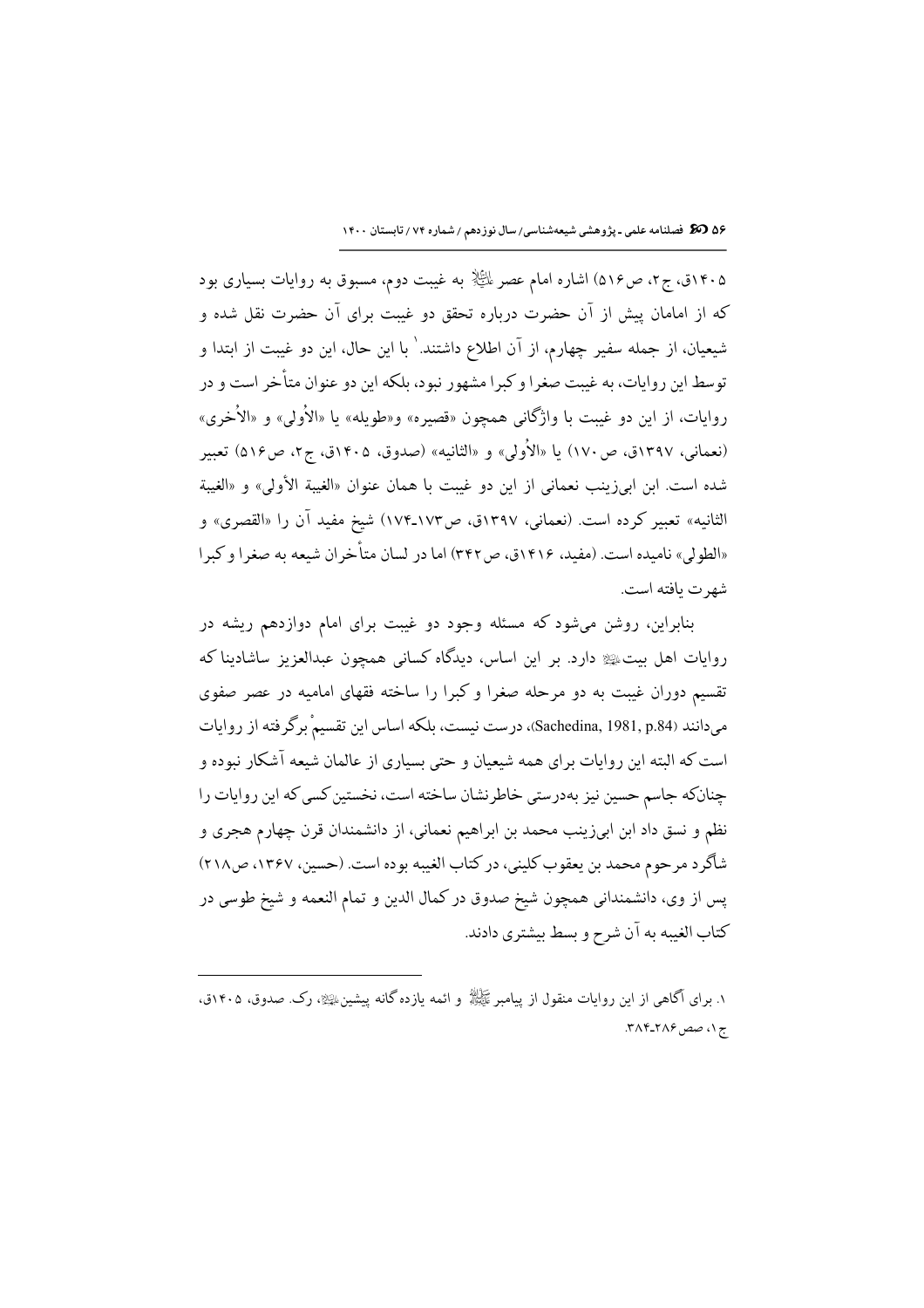۱۴۰۵ق، ج۲، ص۵۱۶) اشاره امام عصر علیه‌السلام به غیبت دوم، مسبوق به روایات بسیاری بود که از امامان پیش از آن حضرت درباره تحقق دو غیبت برای آن حضرت نقل شده و شیعیان، از جمله سفیر چهارم، از آن اطلاع داشتند.[۱] با این حال، این دو غیبت از ابتدا و توسط این روایات، به غیبت صغرا و کبرا مشهور نبود، بلکه این دو عنوان متأخر است و در روایات، از این دو غیبت با واژگانی همچون «قصیره» و«طویله» یا «الأُولی» و «الأُخری» (نعمانی، ۱۳۹۷ق، ص ۱۷۰) یا «الأُولی» و «الثانیه» (صدوق، ۱۴۰۵ق، ج۲، ص۵۱۶) تعبیر شده است. ابن ابی‌زینب نعمانی از این دو غیبت با همان عنوان «الغیبة الأولی» و «الغیبة الثانیه» تعبیر کرده است. (نعمانی، ۱۳۹۷ق، ص۱۷۳-۱۷۴) شیخ مفید آن را «القصری» و «الطولی» نامیده است. (مفید، ۱۴۱۶ق، ص۳۴۲) اما در لسان متأخران شیعه به صغرا و کبرا شهرت یافته است.

بنابراین، روشن می‌شود که مسئله وجود دو غیبت برای امام دوازدهم ریشه در روایات اهل بیت علیهم‌السلام دارد. بر این اساس، دیدگاه کسانی همچون عبدالعزیز ساشادینا که تقسیم دوران غیبت به دو مرحله صغرا و کبرا را ساخته فقهای امامیه در عصر صفوی می‌دانند (Sachedina, 1981, p.84)، درست نیست، بلکه اساس این تقسیمْ برگرفته از روایات است که البته این روایات برای همه شیعیان و حتی بسیاری از عالمان شیعه آشکار نبوده و چنانکه جاسم حسین نیز به‌درستی خاطرنشان ساخته است، نخستین کسی که این روایات را نظم و نسق داد ابن ابی‌زینب محمد بن ابراهیم نعمانی، از دانشمندان قرن چهارم هجری و شاگرد مرحوم محمد بن یعقوب کلینی، در کتاب الغیبه بوده است. (حسین، ۱۳۶۷، ص۲۱۸) پس از وی، دانشمندانی همچون شیخ صدوق در کمال الدین و تمام النعمه و شیخ طوسی در کتاب الغیبه به آن شرح و بسط بیشتری دادند.

---

۱. برای آگاهی از این روایات منقول از پیامبر صلی‌الله‌علیه‌وآله و ائمه یازده‌گانه پیشین علیهم‌السلام، رک. صدوق، ۱۴۰۵ق، ج۱، صص۲۸۶-۳۸۴.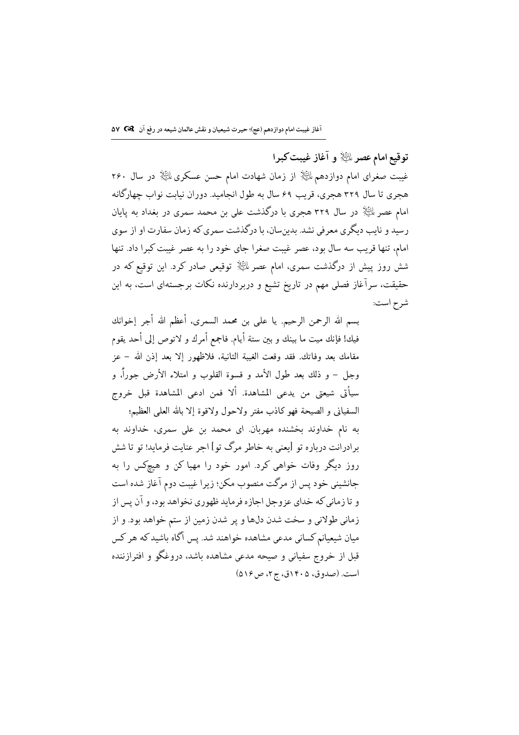## توقیع امام عصر علیه‌السلام و آغاز غیبت کبرا

غیبت صغرای امام دوازدهم علیه‌السلام از زمان شهادت امام حسن عسکری علیه‌السلام در سال ۲۶۰ هجری تا سال ۳۲۹ هجری، قریب ۶۹ سال به طول انجامید. دوران نیابت نواب چهارگانه امام عصر علیه‌السلام در سال ۳۲۹ هجری با درگذشت علی بن محمد سمری در بغداد به پایان رسید و نایب دیگری معرفی نشد. بدین‌سان، با درگذشت سمری که زمان سفارت او از سوی امام، تنها قریب سه سال بود، عصر غیبت صغرا جای خود را به عصر غیبت کبرا داد. تنها شش روز پیش از درگذشت سمری، امام عصر علیه‌السلام توقیعی صادر کرد. این توقیع که در حقیقت، سرآغاز فصلی مهم در تاریخ تشیع و دربردارنده نکات برجسته‌ای است، به این شرح است:

> بسم الله الرحمن الرحیم. یا علی بن محمد السمری، أعظم الله أجر إخوانك فيك! فإنك ميت ما بينك و بين ستة أيام. فاجمع أمرك و لاتوص إلى أحد يقوم مقامك بعد وفاتك. فقد وقعت الغيبة الثانية، فلاظهور إلا بعد إذن الله - عز وجل - و ذلك بعد طول الأمد و قسوة القلوب و امتلاء الأرض جوراً، و سيأتي شيعتي من يدعي المشاهدة. ألا فمن ادعى المشاهدة قبل خروج السفياني و الصيحة فهو كاذب مفتر ولاحول ولاقوة إلا بالله العلي العظيم؛
>
> به نام خداوند بخشنده مهربان. ای محمد بن علی سمری، خداوند به برادرانت درباره تو [یعنی به خاطر مرگ تو] اجر عنایت فرماید! تو تا شش روز دیگر وفات خواهی کرد. امور خود را مهیا کن و هیچ‌کس را به جانشینی خود پس از مرگت منصوب مکن؛ زیرا غیبت دوم آغاز شده است و تا زمانی که خدای عزوجل اجازه فرماید ظهوری نخواهد بود، و آن پس از زمانی طولانی و سخت شدن دل‌ها و پر شدن زمین از ستم خواهد بود. و از میان شیعیانم کسانی مدعی مشاهده خواهند شد. پس آگاه باشید که هر کس قبل از خروج سفیانی و صیحه مدعی مشاهده باشد، دروغگو و افترازننده است. (صدوق، ۱۴۰۵ق، ج۲، ص۵۱۶)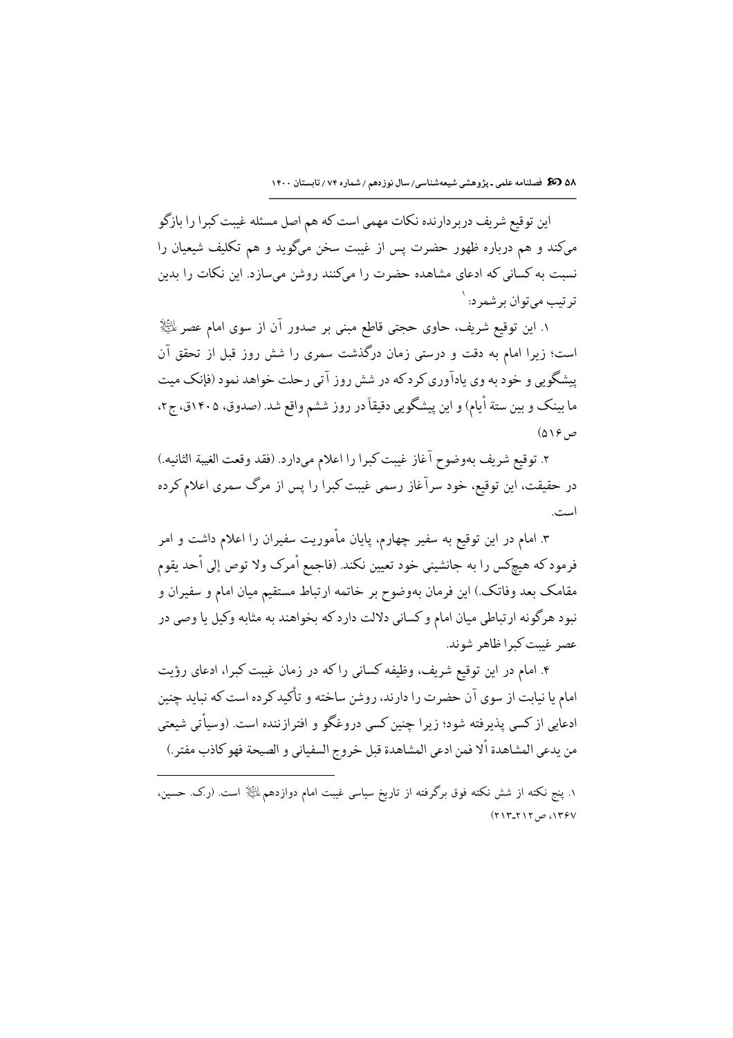این توقیع شریف دربردارنده نکات مهمی است که هم اصل مسئله غیبت کبرا را بازگو می‌کند و هم درباره ظهور حضرت پس از غیبت سخن می‌گوید و هم تکلیف شیعیان را نسبت به کسانی که ادعای مشاهده حضرت را می‌کنند روشن می‌سازد. این نکات را بدین ترتیب می‌توان برشمرد:[1]

۱. این توقیع شریف، حاوی حجتی قاطع مبنی بر صدور آن از سوی امام عصر ﷺ است؛ زیرا امام به دقت و درستی زمان درگذشت سمری را شش روز قبل از تحقق آن پیشگویی و خود به وی یادآوری کرد که در شش روز آتی رحلت خواهد نمود (فإنک میت ما بینک و بین ستة أیام) و این پیشگویی دقیقاً در روز ششم واقع شد. (صدوق، ۱۴۰۵ق، ج۲، ص۵۱۶)

۲. توقیع شریف به‌وضوح آغاز غیبت کبرا را اعلام می‌دارد. (فقد وقعت الغیبة الثانیه.) در حقیقت، این توقیع، خود سرآغاز رسمی غیبت کبرا را پس از مرگ سمری اعلام کرده است.

۳. امام در این توقیع به سفیر چهارم، پایان مأموریت سفیران را اعلام داشت و امر فرمود که هیچ‌کس را به جانشینی خود تعیین نکند. (فاجمع أمرک ولا توص إلی أحد یقوم مقامک بعد وفاتک.) این فرمان به‌وضوح بر خاتمه ارتباط مستقیم میان امام و سفیران و نبود هرگونه ارتباطی میان امام و کسانی دلالت دارد که بخواهند به مثابه وکیل یا وصی در عصر غیبت کبرا ظاهر شوند.

۴. امام در این توقیع شریف، وظیفه کسانی را که در زمان غیبت کبرا، ادعای رؤیت امام یا نیابت از سوی آن حضرت را دارند، روشن ساخته و تأکید کرده است که نباید چنین ادعایی از کسی پذیرفته شود؛ زیرا چنین کسی دروغگو و افترازننده است. (وسیأتی شیعتی من یدعی المشاهدة ألا فمن ادعی المشاهدة قبل خروج السفیانی و الصیحة فهو کاذب مفتر.)

---

۱. پنج نکته از شش نکته فوق برگرفته از تاریخ سیاسی غیبت امام دوازدهم ﷺ است. (ر.ک. حسین، ۱۳۶۷، ص۲۱۲-۲۱۳)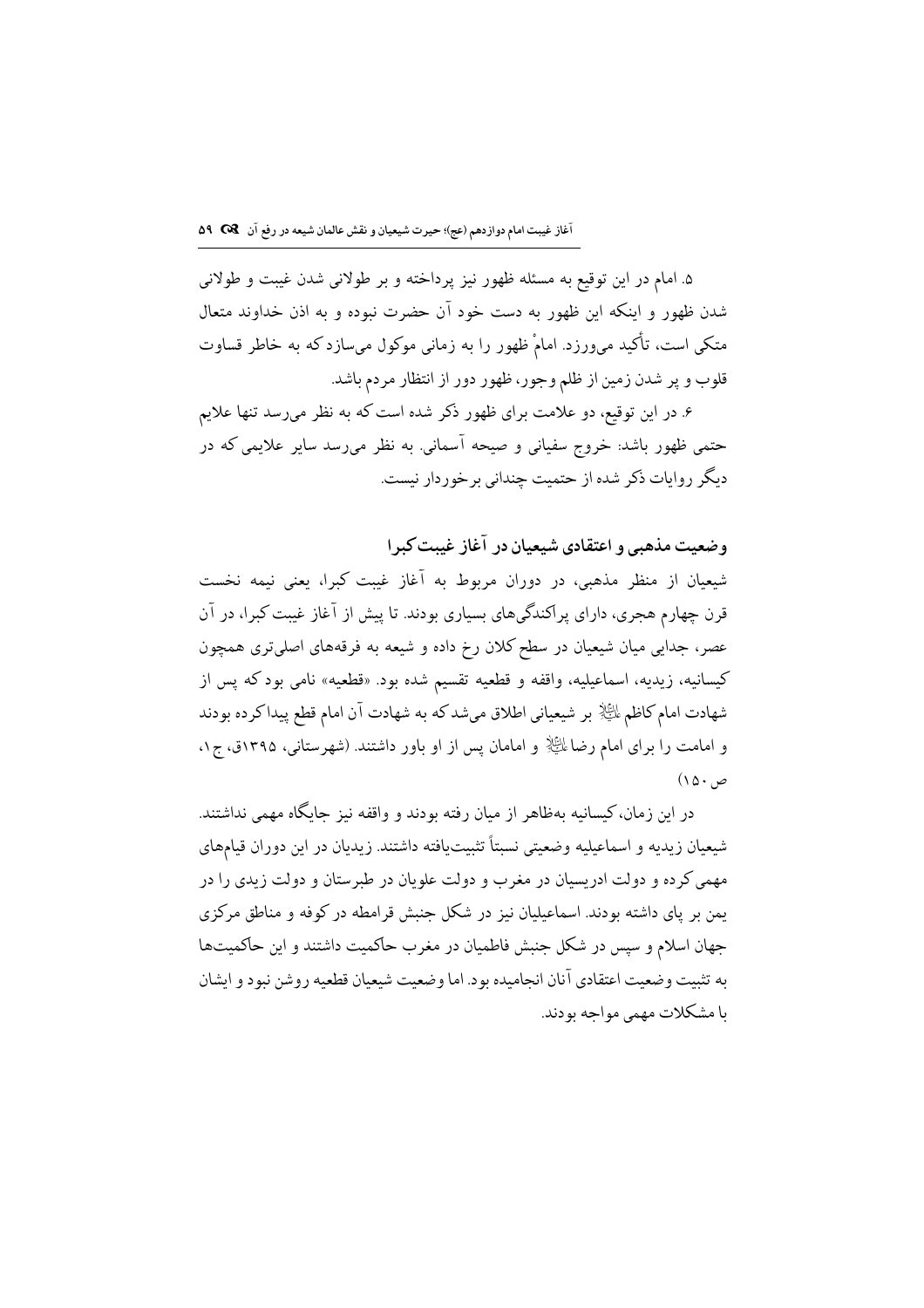۵. امام در این توقیع به مسئله ظهور نیز پرداخته و بر طولانی شدن غیبت و طولانی شدن ظهور و اینکه این ظهور به دست خود آن حضرت نبوده و به اذن خداوند متعال متکی است، تأکید می‌ورزد. امامْ ظهور را به زمانی موکول می‌سازد که به خاطر قساوت قلوب و پر شدن زمین از ظلم وجور، ظهور دور از انتظار مردم باشد.

۶. در این توقیع، دو علامت برای ظهور ذکر شده است که به نظر می‌رسد تنها علایم حتمی ظهور باشد: خروج سفیانی و صیحه آسمانی. به نظر می‌رسد سایر علایمی که در دیگر روایات ذکر شده از حتمیت چندانی برخوردار نیست.

## وضعیت مذهبی و اعتقادی شیعیان در آغاز غیبت کبرا

شیعیان از منظر مذهبی، در دوران مربوط به آغاز غیبت کبرا، یعنی نیمه نخست قرن چهارم هجری، دارای پراکندگی‌های بسیاری بودند. تا پیش از آغاز غیبت کبرا، در آن عصر، جدایی میان شیعیان در سطح کلان رخ داده و شیعه به فرقه‌های اصلی‌تری همچون کیسانیه، زیدیه، اسماعیلیه، واقفه و قطعیه تقسیم شده بود. «قطعیه» نامی بود که پس از شهادت امام کاظم علیه‌السلام بر شیعیانی اطلاق می‌شد که به شهادت آن امام قطع پیدا کرده بودند و امامت را برای امام رضا علیه‌السلام و امامان پس از او باور داشتند. (شهرستانی، ۱۳۹۵ق، ج۱، ص ۱۵۰)

در این زمان، کیسانیه به‌ظاهر از میان رفته بودند و واقفه نیز جایگاه مهمی نداشتند. شیعیان زیدیه و اسماعیلیه وضعیتی نسبتاً تثبیت‌یافته داشتند. زیدیان در این دوران قیام‌های مهمی کرده و دولت ادریسیان در مغرب و دولت علویان در طبرستان و دولت زیدی را در یمن بر پای داشته بودند. اسماعیلیان نیز در شکل جنبش قرامطه در کوفه و مناطق مرکزی جهان اسلام و سپس در شکل جنبش فاطمیان در مغرب حاکمیت داشتند و این حاکمیت‌ها به تثبیت وضعیت اعتقادی آنان انجامیده بود. اما وضعیت شیعیان قطعیه روشن نبود و ایشان با مشکلات مهمی مواجه بودند.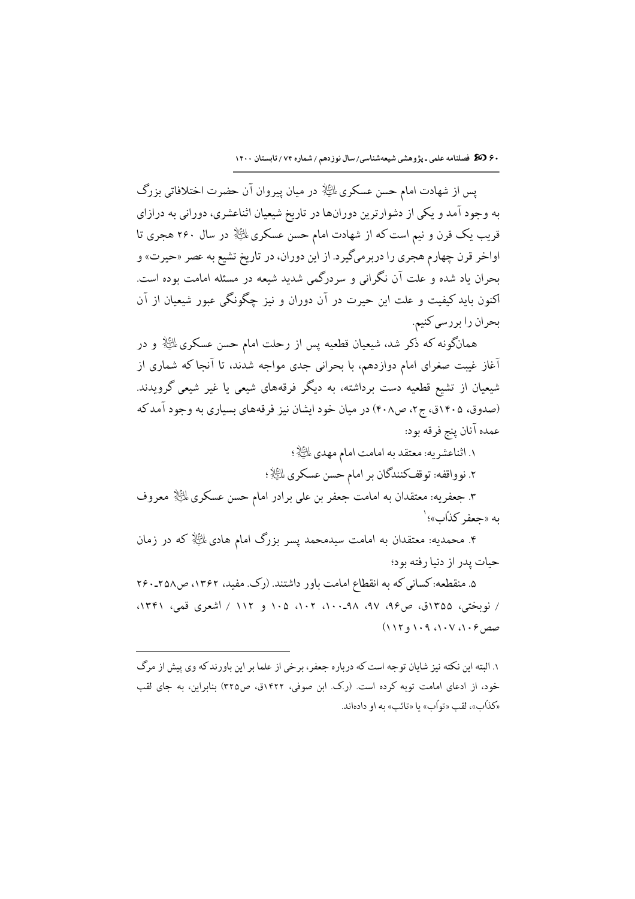پس از شهادت امام حسن عسکری ﷺ در میان پیروان آن حضرت اختلافاتی بزرگ به وجود آمد و یکی از دشوارترین دوران‌ها در تاریخ شیعیان اثناعشری، دورانی به درازای قریب یک قرن و نیم است که از شهادت امام حسن عسکری ﷺ در سال ۲۶۰ هجری تا اواخر قرن چهارم هجری را دربرمی‌گیرد. از این دوران، در تاریخ تشیع به عصر «حیرت» و بحران یاد شده و علت آن نگرانی و سردرگمی شدید شیعه در مسئله امامت بوده است. اکنون باید کیفیت و علت این حیرت در آن دوران و نیز چگونگی عبور شیعیان از آن بحران را بررسی کنیم.

همان‌گونه که ذکر شد، شیعیان قطعیه پس از رحلت امام حسن عسکری ﷺ و در آغاز غیبت صغرای امام دوازدهم، با بحرانی جدی مواجه شدند، تا آنجا که شماری از شیعیان از تشیع قطعیه دست برداشته، به دیگر فرقه‌های شیعی یا غیر شیعی گرویدند. (صدوق، ۱۴۰۵ق، ج۲، ص۴۰۸) در میان خود ایشان نیز فرقه‌های بسیاری به وجود آمد که عمده آنان پنج فرقه بود:

۱. اثناعشریه: معتقد به امامت امام مهدی ﷺ؛

۲. نوواقفه: توقف‌کنندگان بر امام حسن عسکری ﷺ؛

۳. جعفریه: معتقدان به امامت جعفر بن علی برادر امام حسن عسکری ﷺ معروف به «جعفر کذّاب»؛[1]

۴. محمدیه: معتقدان به امامت سیدمحمد پسر بزرگ امام هادی ﷺ که در زمان حیات پدر از دنیا رفته بود؛

۵. منقطعه: کسانی که به انقطاع امامت باور داشتند. (رک. مفید، ۱۳۶۲، ص۲۵۸ـ۲۶۰ / نوبختی، ۱۳۵۵ق، ص۹۶، ۹۷، ۹۸ـ۱۰۰، ۱۰۲، ۱۰۵ و ۱۱۲ / اشعری قمی، ۱۳۴۱، صص۱۰۶، ۱۰۷، ۱۰۹ و ۱۱۲)

---

۱. البته این نکته نیز شایان توجه است که درباره جعفر، برخی از علما بر این باورند که وی پیش از مرگ خود، از ادعای امامت توبه کرده است. (رک. ابن صوفی، ۱۴۲۲ق، ص۳۲۵) بنابراین، به جای لقب «کذّاب»، لقب «توّاب» یا «تائب» به او داده‌اند.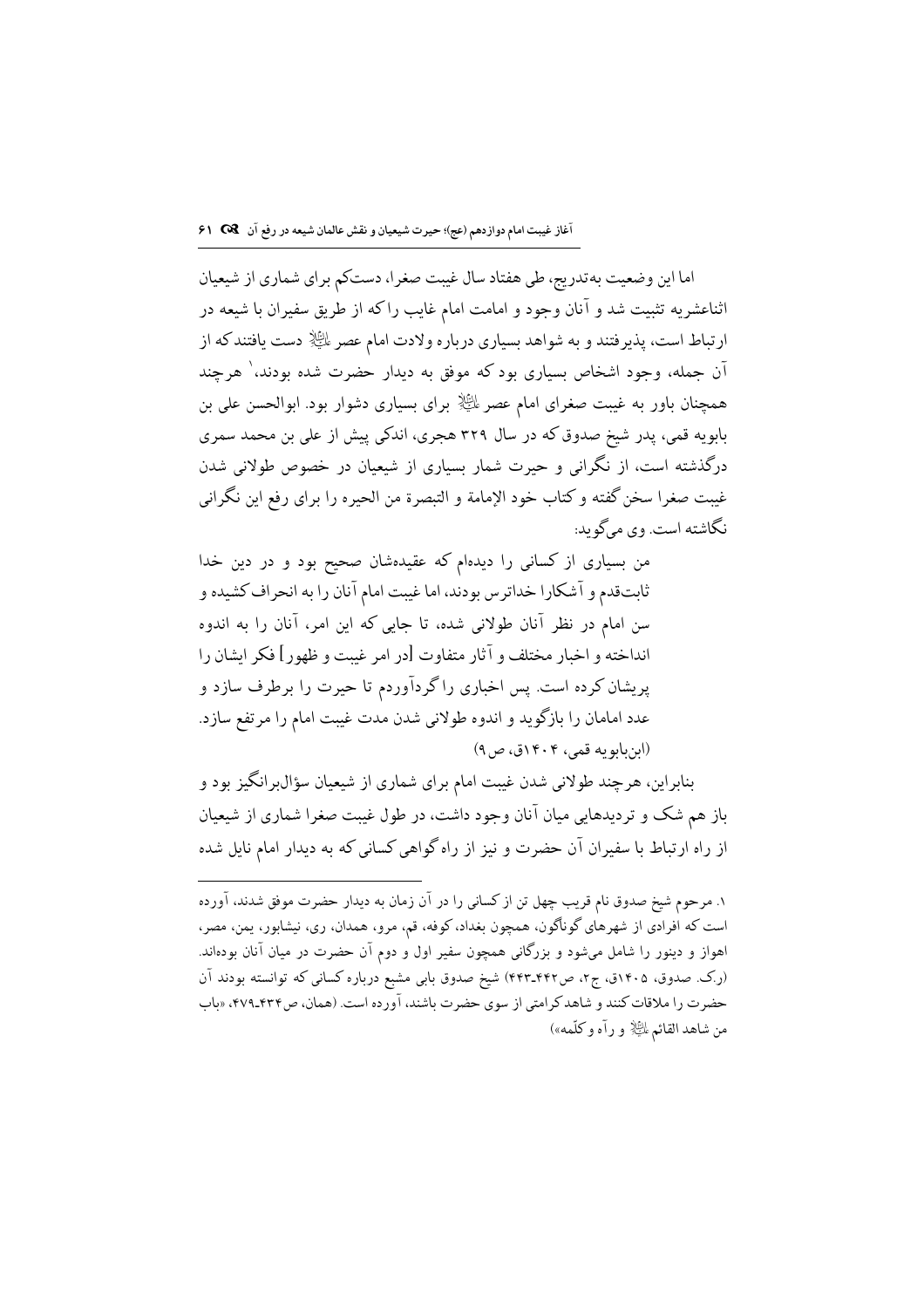اما این وضعیت به‌تدریج، طی هفتاد سال غیبت صغرا، دست‌کم برای شماری از شیعیان اثناعشریه تثبیت شد و آنان وجود و امامت امام غایب را که از طریق سفیران با شیعه در ارتباط است، پذیرفتند و به شواهد بسیاری درباره ولادت امام عصر ﷺ دست یافتند که از آن جمله، وجود اشخاص بسیاری بود که موفق به دیدار حضرت شده بودند،[1] هرچند همچنان باور به غیبت صغرای امام عصر ﷺ برای بسیاری دشوار بود. ابوالحسن علی بن بابویه قمی، پدر شیخ صدوق که در سال ۳۲۹ هجری، اندکی پیش از علی بن محمد سمری درگذشته است، از نگرانی و حیرت شمار بسیاری از شیعیان در خصوص طولانی شدن غیبت صغرا سخن گفته و کتاب خود الإمامة و التبصرة من الحیره را برای رفع این نگرانی نگاشته است. وی می‌گوید:

> من بسیاری از کسانی را دیده‌ام که عقیده‌شان صحیح بود و در دین خدا ثابت‌قدم و آشکارا خداترس بودند، اما غیبت امام آنان را به انحراف کشیده و سن امام در نظر آنان طولانی شده، تا جایی که این امر، آنان را به اندوه انداخته و اخبار مختلف و آثار متفاوت [در امر غیبت و ظهور] فکر ایشان را پریشان کرده است. پس اخباری را گردآوردم تا حیرت را برطرف سازد و عدد امامان را بازگوید و اندوه طولانی شدن مدت غیبت امام را مرتفع سازد. (ابن‌بابویه قمی، ۱۴۰۴ق، ص۹)

بنابراین، هرچند طولانی شدن غیبت امام برای شماری از شیعیان سؤال‌برانگیز بود و باز هم شک و تردیدهایی میان آنان وجود داشت، در طول غیبت صغرا شماری از شیعیان از راه ارتباط با سفیران آن حضرت و نیز از راه گواهی کسانی که به دیدار امام نایل شده

---

۱. مرحوم شیخ صدوق نام قریب چهل تن از کسانی را در آن زمان به دیدار حضرت موفق شدند، آورده است که افرادی از شهرهای گوناگون، همچون بغداد، کوفه، قم، مرو، همدان، ری، نیشابور، یمن، مصر، اهواز و دینور را شامل می‌شود و بزرگانی همچون سفیر اول و دوم آن حضرت در میان آنان بوده‌اند. (ر.ک. صدوق، ۱۴۰۵ق، ج۲، ص۴۴۲-۴۴۳) شیخ صدوق بابی مشبع درباره کسانی که توانسته بودند آن حضرت را ملاقات کنند و شاهد کرامتی از سوی حضرت باشند، آورده است. (همان، ص۴۳۴-۴۷۹، «باب من شاهد القائم ﷺ و رآه و کلّمه»)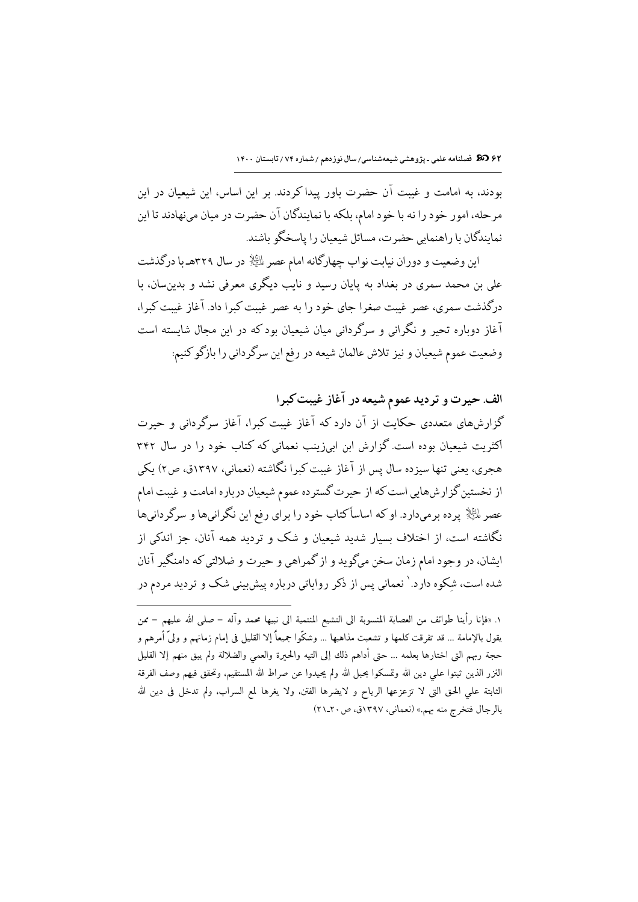بودند، به امامت و غیبت آن حضرت باور پیدا کردند. بر این اساس، این شیعیان در این مرحله، امور خود را نه با خود امام، بلکه با نمایندگان آن حضرت در میان می‌نهادند تا این نمایندگان با راهنمایی حضرت، مسائل شیعیان را پاسخگو باشند.

این وضعیت و دوران نیابت نواب چهارگانه امام عصر ﷺ در سال ۳۲۹هـ با درگذشت علی بن محمد سمری در بغداد به پایان رسید و نایب دیگری معرفی نشد و بدین‌سان، با درگذشت سمری، عصر غیبت صغرا جای خود را به عصر غیبت کبرا داد. آغاز غیبت کبرا، آغاز دوباره تحیر و نگرانی و سرگردانی میان شیعیان بود که در این مجال شایسته است وضعیت عموم شیعیان و نیز تلاش عالمان شیعه در رفع این سرگردانی را بازگو کنیم:

## الف. حیرت و تردید عموم شیعه در آغاز غیبت کبرا

گزارش‌های متعددی حکایت از آن دارد که آغاز غیبت کبرا، آغاز سرگردانی و حیرت اکثریت شیعیان بوده است. گزارش ابن ابی‌زینب نعمانی که کتاب خود را در سال ۳۴۲ هجری، یعنی تنها سیزده سال پس از آغاز غیبت کبرا نگاشته (نعمانی، ۱۳۹۷ق، ص۲) یکی از نخستین گزارش‌هایی است که از حیرت گسترده عموم شیعیان درباره امامت و غیبت امام عصر ﷺ پرده برمی‌دارد. او که اساساً کتاب خود را برای رفع این نگرانی‌ها و سرگردانی‌ها نگاشته است، از اختلاف بسیار شدید شیعیان و شک و تردید همه آنان، جز اندکی از ایشان، در وجود امام زمان سخن می‌گوید و از گمراهی و حیرت و ضلالتی که دامنگیر آنان شده است، شِکوه دارد.[1] نعمانی پس از ذکر روایاتی درباره پیش‌بینی شک و تردید مردم در

---

۱. «فإنا رأینا طوائف من العصابة المنسوبة الی التشیع المنتمیة الی نبیها محمد وآله – صلی الله علیهم – ممن یقول بالإمامة ... قد تفرقت کلمها و تشعبت مذاهبها ... وشکّوا جمیعاً إلا القلیل فی إمام زمانهم و ولیّ أمرهم و حجة ربهم التی اختارها بعلمه ... حتی أداهم ذلك إلی التیه والحیرة والعمی والضلالة ولم یبق منهم إلا القلیل النزر الذین ثبتوا علی دین الله وتمسکوا بحبل الله ولم یحیدوا عن صراط الله المستقیم، وتحقق فیهم وصف الفرقة الثابتة علی الحق التی لا تزعزعها الریاح و لایضرها الفتن، ولا یغرها لمع السراب، ولم تدخل فی دین الله بالرجال فتخرج منه بهم.» (نعمانی، ۱۳۹۷ق، ص۲۰-۲۱)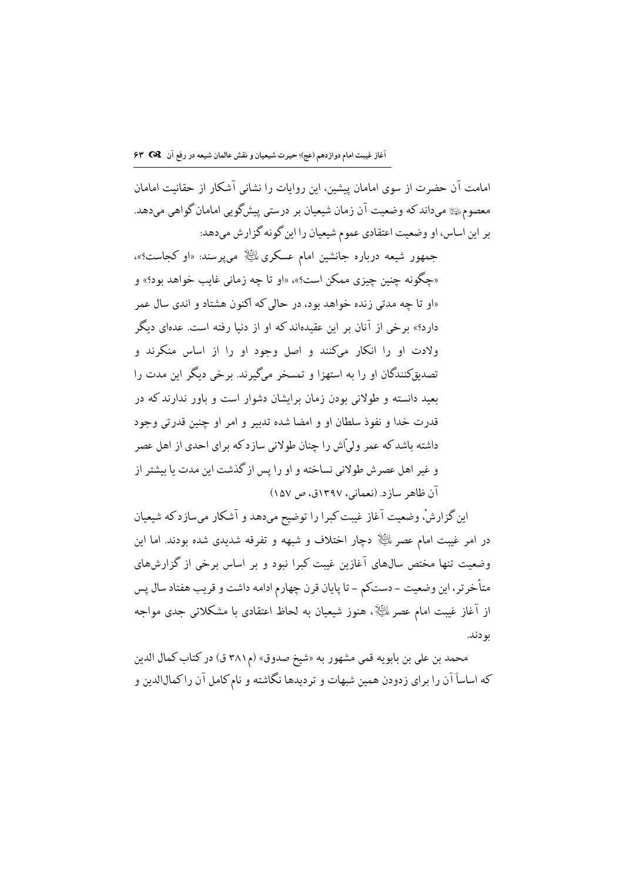امامت آن حضرت از سوی امامان پیشین، این روایات را نشانی آشکار از حقانیت امامان معصوم ﷺ می‌داند که وضعیت آن زمان شیعیان بر درستی پیش‌گویی امامان گواهی می‌دهد. بر این اساس، او وضعیت اعتقادی عموم شیعیان را این‌گونه گزارش می‌دهد:

> جمهور شیعه درباره جانشین امام عسکری ﷺ می‌پرسند: «او کجاست؟»، «چگونه چنین چیزی ممکن است؟»، «او تا چه زمانی غایب خواهد بود؟» و «او تا چه مدتی زنده خواهد بود، در حالی که اکنون هشتاد و اندی سال عمر دارد؟» برخی از آنان بر این عقیده‌اند که او از دنیا رفته است. عده‌ای دیگر ولادت او را انکار می‌کنند و اصل وجود او را از اساس منکرند و تصدیق‌کنندگان او را به استهزا و تمسخر می‌گیرند. برخی دیگر این مدت را بعید دانسته و طولانی بودن زمان برایشان دشوار است و باور ندارند که در قدرت خدا و نفوذ سلطان او و امضا شده تدبیر و امر او چنین قدرتی وجود داشته باشد که عمر ولیّ‌اش را چنان طولانی سازد که برای احدی از اهل عصر و غیر اهل عصرش طولانی نساخته و او را پس از گذشت این مدت یا بیشتر از آن ظاهر سازد. (نعمانی، ۱۳۹۷ق، ص ۱۵۷)

این گزارش، وضعیت آغاز غیبت کبرا را توضیح می‌دهد و آشکار می‌سازد که شیعیان در امر غیبت امام عصر ﷺ دچار اختلاف و شبهه و تفرقه شدیدی شده بودند. اما این وضعیت تنها مختص سال‌های آغازین غیبت کبرا نبود و بر اساس برخی از گزارش‌های متأخرتر، این وضعیت ـ دست‌کم ـ تا پایان قرن چهارم ادامه داشت و قریب هفتاد سال پس از آغاز غیبت امام عصر ﷺ، هنوز شیعیان به لحاظ اعتقادی با مشکلاتی جدی مواجه بودند.

محمد بن علی بن بابویه قمی مشهور به «شیخ صدوق» (م ۳۸۱ ق) در کتاب کمال الدین که اساساً آن را برای زدودن همین شبهات و تردیدها نگاشته و نام کامل آن را کمال‌الدین و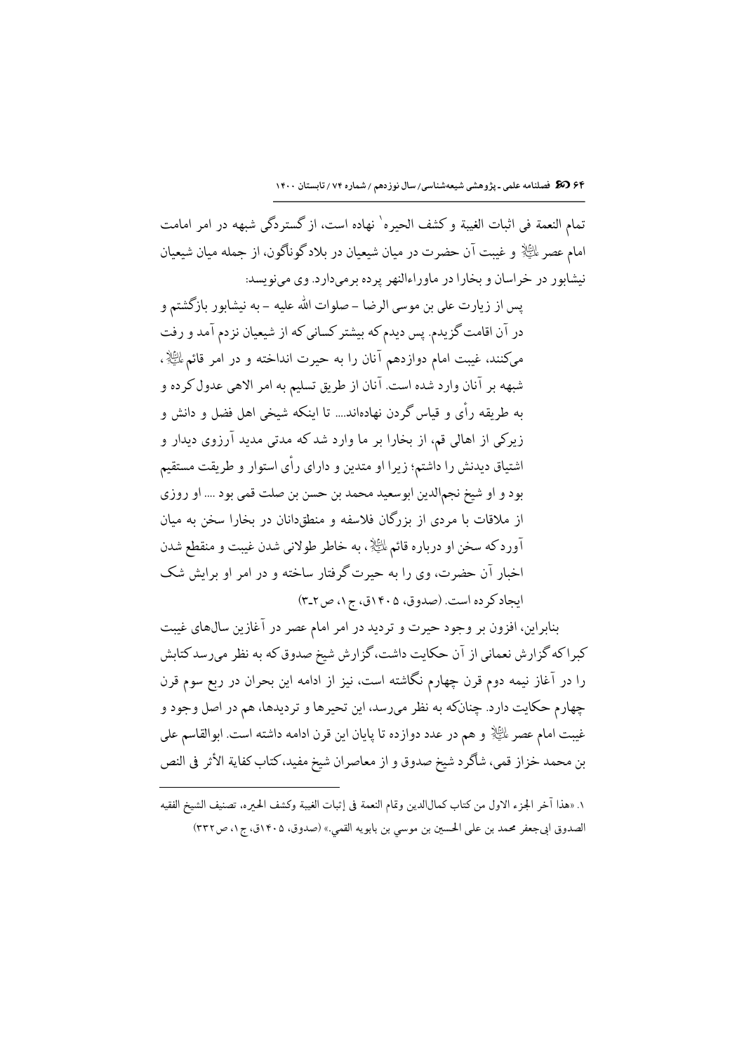تمام النعمة فی اثبات الغیبة و کشف الحیره[1] نهاده است، از گستردگی شبهه در امر امامت امام عصر علیه‌السلام و غیبت آن حضرت در میان شیعیان در بلاد گوناگون، از جمله میان شیعیان نیشابور در خراسان و بخارا در ماوراءالنهر پرده برمی‌دارد. وی می‌نویسد:

> پس از زیارت علی بن موسی الرضا – صلوات الله علیه – به نیشابور بازگشتم و در آن اقامت گزیدم. پس دیدم که بیشتر کسانی که از شیعیان نزدم آمد و رفت می‌کنند، غیبت امام دوازدهم آنان را به حیرت انداخته و در امر قائم علیه‌السلام، شبهه بر آنان وارد شده است. آنان از طریق تسلیم به امر الاهی عدول کرده و به طریقه رأی و قیاس گردن نهاده‌اند.... تا اینکه شیخی اهل فضل و دانش و زیرکی از اهالی قم، از بخارا بر ما وارد شد که مدتی مدید آرزوی دیدار و اشتیاق دیدنش را داشتم؛ زیرا او متدین و دارای رأی استوار و طریقت مستقیم بود و او شیخ نجم‌الدین ابوسعید محمد بن حسن بن صلت قمی بود .... او روزی از ملاقات با مردی از بزرگان فلاسفه و منطق‌دانان در بخارا سخن به میان آورد که سخن او درباره قائم علیه‌السلام، به خاطر طولانی شدن غیبت و منقطع شدن اخبار آن حضرت، وی را به حیرت گرفتار ساخته و در امر او برایش شک ایجاد کرده است. (صدوق، ۱۴۰۵ق، ج۱، ص۲-۳)

بنابراین، افزون بر وجود حیرت و تردید در امر امام عصر در آغازین سال‌های غیبت کبرا که گزارش نعمانی از آن حکایت داشت، گزارش شیخ صدوق که به نظر می‌رسد کتابش را در آغاز نیمه دوم قرن چهارم نگاشته است، نیز از ادامه این بحران در ربع سوم قرن چهارم حکایت دارد. چنانکه به نظر می‌رسد، این تحیرها و تردیدها، هم در اصل وجود و غیبت امام عصر علیه‌السلام و هم در عدد دوازده تا پایان این قرن ادامه داشته است. ابوالقاسم علی بن محمد خزاز قمی، شاگرد شیخ صدوق و از معاصران شیخ مفید، کتاب کفایة الأثر فی النص

---

[1] «هذا آخر الجزء الاول من کتاب کمال‌الدین وتمام النعمة فی إثبات الغیبة وکشف الحیره، تصنیف الشیخ الفقیه الصدوق ابی‌جعفر محمد بن علی الحسین بن موسی بن بابویه القمی.» (صدوق، ۱۴۰۵ق، ج۱، ص۳۳۲)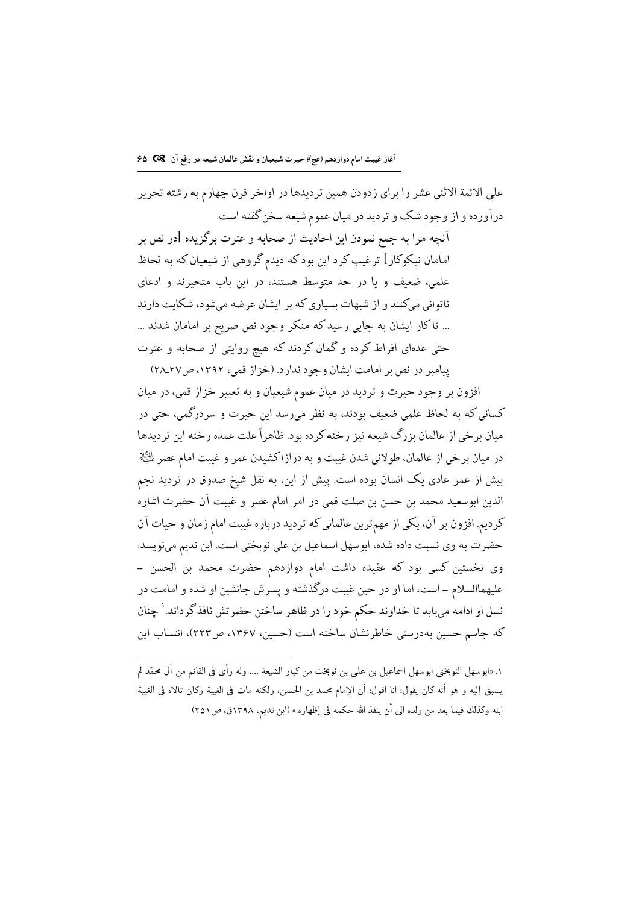علی الائمة الاثنی عشر را برای زدودن همین تردیدها در اواخر قرن چهارم به رشته تحریر درآورده و از وجود شک و تردید در میان عموم شیعه سخن گفته است:

> آنچه مرا به جمع نمودن این احادیث از صحابه و عترت برگزیده [در نص بر امامان نیکوکار] ترغیب کرد این بود که دیدم گروهی از شیعیان که به لحاظ علمی، ضعیف و یا در حد متوسط هستند، در این باب متحیرند و ادعای ناتوانی می‌کنند و از شبهات بسیاری که بر ایشان عرضه می‌شود، شکایت دارند ... تا کار ایشان به جایی رسید که منکر وجود نص صریح بر امامان شدند ... حتی عده‌ای افراط کرده و گمان کردند که هیچ روایتی از صحابه و عترت پیامبر در نص بر امامت ایشان وجود ندارد. (خزاز قمی، ۱۳۹۲، ص۲۷ـ۲۸)

افزون بر وجود حیرت و تردید در میان عموم شیعیان و به تعبیر خزاز قمی، در میان کسانی که به لحاظ علمی ضعیف بودند، به نظر می‌رسد این حیرت و سردرگمی، حتی در میان برخی از عالمان بزرگ شیعه نیز رخنه کرده بود. ظاهراً علت عمده رخنه این تردیدها در میان برخی از عالمان، طولانی شدن غیبت و به درازاکشیدن عمر و غیبت امام عصر علیه‌السلام بیش از عمر عادی یک انسان بوده است. پیش از این، به نقل شیخ صدوق در تردید نجم الدین ابوسعید محمد بن حسن بن صلت قمی در امر امام عصر و غیبت آن حضرت اشاره کردیم. افزون بر آن، یکی از مهم‌ترین عالمانی که تردید درباره غیبت امام زمان و حیات آن حضرت به وی نسبت داده شده، ابوسهل اسماعیل بن علی نوبختی است. ابن ندیم می‌نویسد: وی نخستین کسی بود که عقیده داشت امام دوازدهم حضرت محمد بن الحسن – علیهماالسلام – است، اما او در حین غیبت درگذشته و پسرش جانشین او شده و امامت در نسل او ادامه می‌یابد تا خداوند حکم خود را در ظاهر ساختن حضرتش نافذ گرداند.[۱] چنان که جاسم حسین به‌درستی خاطرنشان ساخته است (حسین، ۱۳۶۷، ص۲۲۳)، انتساب این

---

۱. «ابوسهل النوبختی ابوسهل اسماعیل بن علی بن نوبخت من کبار الشیعة .... وله رأی فی القائم من آل محمّد لم یسبق إلیه و هو أنه کان یقول: انا اقول: أن الإمام محمد بن الحسن، ولکنه مات فی الغیبة وکان تالاه فی الغیبة ابنه وکذلك فیما بعد من ولده الی أن ینفذ الله حکمه فی إظهاره.» (ابن ندیم، ۱۳۹۸ق، ص۲۵۱)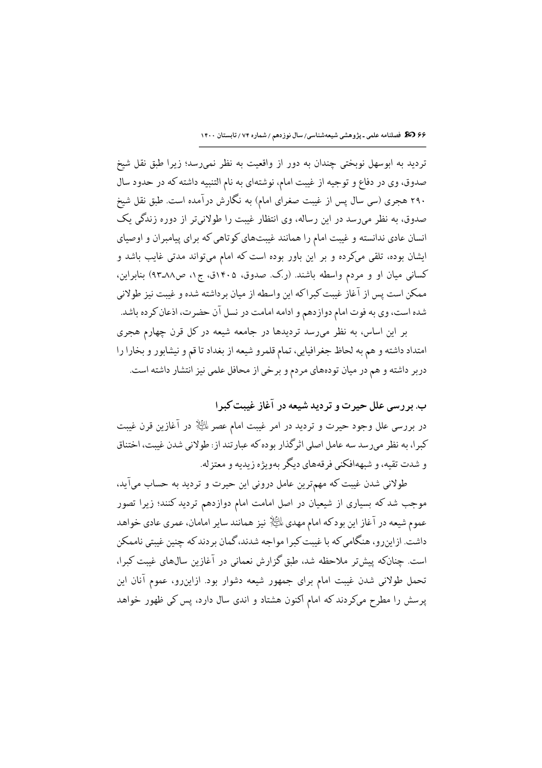تردید به ابوسهل نوبختی چندان به دور از واقعیت به نظر نمی‌رسد؛ زیرا طبق نقل شیخ صدوق، وی در دفاع و توجیه از غیبت امام، نوشته‌ای به نام التنبیه داشته که در حدود سال ۲۹۰ هجری (سی سال پس از غیبت صغرای امام) به نگارش درآمده است. طبق نقل شیخ صدوق، به نظر می‌رسد در این رساله، وی انتظار غیبت را طولانی‌تر از دوره زندگی یک انسان عادی ندانسته و غیبت امام را همانند غیبت‌های کوتاهی که برای پیامبران و اوصیای ایشان بوده، تلقی می‌کرده و بر این باور بوده است که امام می‌تواند مدتی غایب باشد و کسانی میان او و مردم واسطه باشند. (ر.ک. صدوق، ۱۴۰۵ق، ج۱، ص۸۸-۹۳) بنابراین، ممکن است پس از آغاز غیبت کبرا که این واسطه از میان برداشته شده و غیبت نیز طولانی شده است، وی به فوت امام دوازدهم و ادامه امامت در نسل آن حضرت، اذعان کرده باشد.

بر این اساس، به نظر می‌رسد تردیدها در جامعه شیعه در کل قرن چهارم هجری امتداد داشته و هم به لحاظ جغرافیایی، تمام قلمرو شیعه از بغداد تا قم و نیشابور و بخارا را دربر داشته و هم در میان توده‌های مردم و برخی از محافل علمی نیز انتشار داشته است.

## ب. بررسی علل حیرت و تردید شیعه در آغاز غیبت کبرا

در بررسی علل وجود حیرت و تردید در امر غیبت امام عصر علیه‌السلام در آغازین قرن غیبت کبرا، به نظر می‌رسد سه عامل اصلی اثرگذار بوده که عبارتند از: طولانی شدن غیبت، اختناق و شدت تقیه، و شبهه‌افکنی فرقه‌های دیگر به‌ویژه زیدیه و معتزله.

طولانی شدن غیبت که مهم‌ترین عامل درونی این حیرت و تردید به حساب می‌آید، موجب شد که بسیاری از شیعیان در اصل امامت امام دوازدهم تردید کنند؛ زیرا تصور عموم شیعه در آغاز این بود که امام مهدی علیه‌السلام نیز همانند سایر امامان، عمری عادی خواهد داشت. ازاین‌رو، هنگامی که با غیبت کبرا مواجه شدند، گمان بردند که چنین غیبتی ناممکن است. چنان‌که پیش‌تر ملاحظه شد، طبق گزارش نعمانی در آغازین سال‌های غیبت کبرا، تحمل طولانی شدن غیبت امام برای جمهور شیعه دشوار بود. ازاین‌رو، عموم آنان این پرسش را مطرح می‌کردند که امام اکنون هشتاد و اندی سال دارد، پس کی ظهور خواهد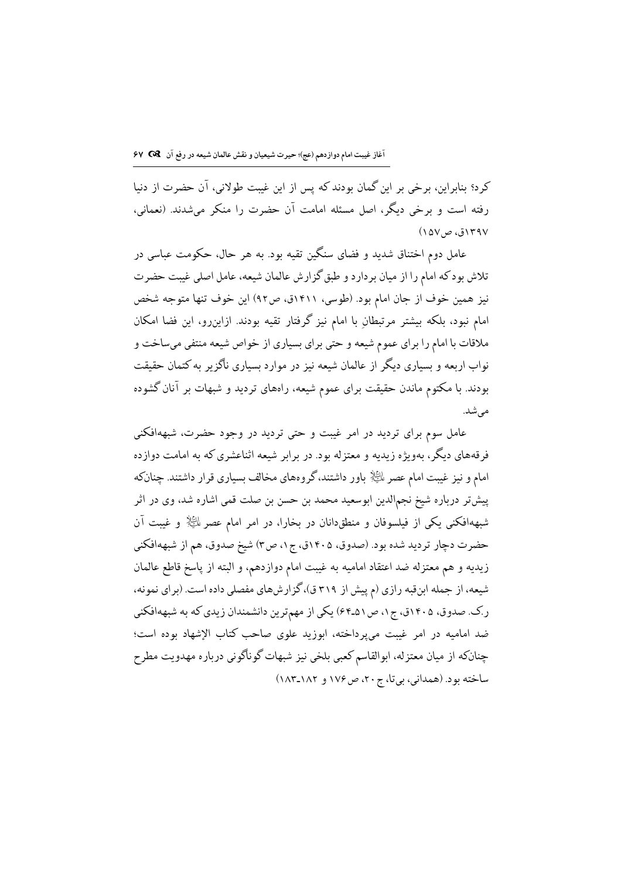کرد؟ بنابراین، برخی بر این گمان بودند که پس از این غیبت طولانی، آن حضرت از دنیا رفته است و برخی دیگر، اصل مسئله امامت آن حضرت را منکر می‌شدند. (نعمانی، ۱۳۹۷ق، ص۱۵۷)

عامل دوم اختناق شدید و فضای سنگین تقیه بود. به هر حال، حکومت عباسی در تلاش بود که امام را از میان بردارد و طبق گزارش عالمان شیعه، عامل اصلی غیبت حضرت نیز همین خوف از جان امام بود. (طوسی، ۱۴۱۱ق، ص۹۲) این خوف تنها متوجه شخص امام نبود، بلکه بیشتر مرتبطانِ با امام نیز گرفتار تقیه بودند. ازاین‌رو، این فضا امکان ملاقات با امام را برای عموم شیعه و حتی برای بسیاری از خواص شیعه منتفی می‌ساخت و نواب اربعه و بسیاری دیگر از عالمان شیعه نیز در موارد بسیاری ناگزیر به کتمان حقیقت بودند. با مکتوم ماندن حقیقت برای عموم شیعه، راه‌های تردید و شبهات بر آنان گشوده می‌شد.

عامل سوم برای تردید در امر غیبت و حتی تردید در وجود حضرت، شبهه‌افکنی فرقه‌های دیگر، به‌ویژه زیدیه و معتزله بود. در برابر شیعه اثناعشری که به امامت دوازده امام و نیز غیبت امام عصر علیه‌السلام باور داشتند، گروه‌های مخالف بسیاری قرار داشتند. چنان‌که پیش‌تر درباره شیخ نجم‌الدین ابوسعید محمد بن حسن بن صلت قمی اشاره شد، وی در اثر شبهه‌افکنی یکی از فیلسوفان و منطق‌دانان در بخارا، در امر امام عصر علیه‌السلام و غیبت آن حضرت دچار تردید شده بود. (صدوق، ۱۴۰۵ق، ج۱، ص۳) شیخ صدوق، هم از شبهه‌افکنی زیدیه و هم معتزله ضد اعتقاد امامیه به غیبت امام دوازدهم، و البته از پاسخ قاطع عالمان شیعه، از جمله ابن‌قبه رازی (م پیش از ۳۱۹ ق)، گزارش‌های مفصلی داده است. (برای نمونه، ر.ک. صدوق، ۱۴۰۵ق، ج۱، ص۵۱-۶۴) یکی از مهم‌ترین دانشمندان زیدی که به شبهه‌افکنی ضد امامیه در امر غیبت می‌پرداخته، ابوزید علوی صاحب کتاب الإشهاد بوده است؛ چنان‌که از میان معتزله، ابوالقاسم کعبی بلخی نیز شبهات گوناگونی درباره مهدویت مطرح ساخته بود. (همدانی، بی‌تا، ج۲۰، ص۱۷۶ و ۱۸۲-۱۸۳)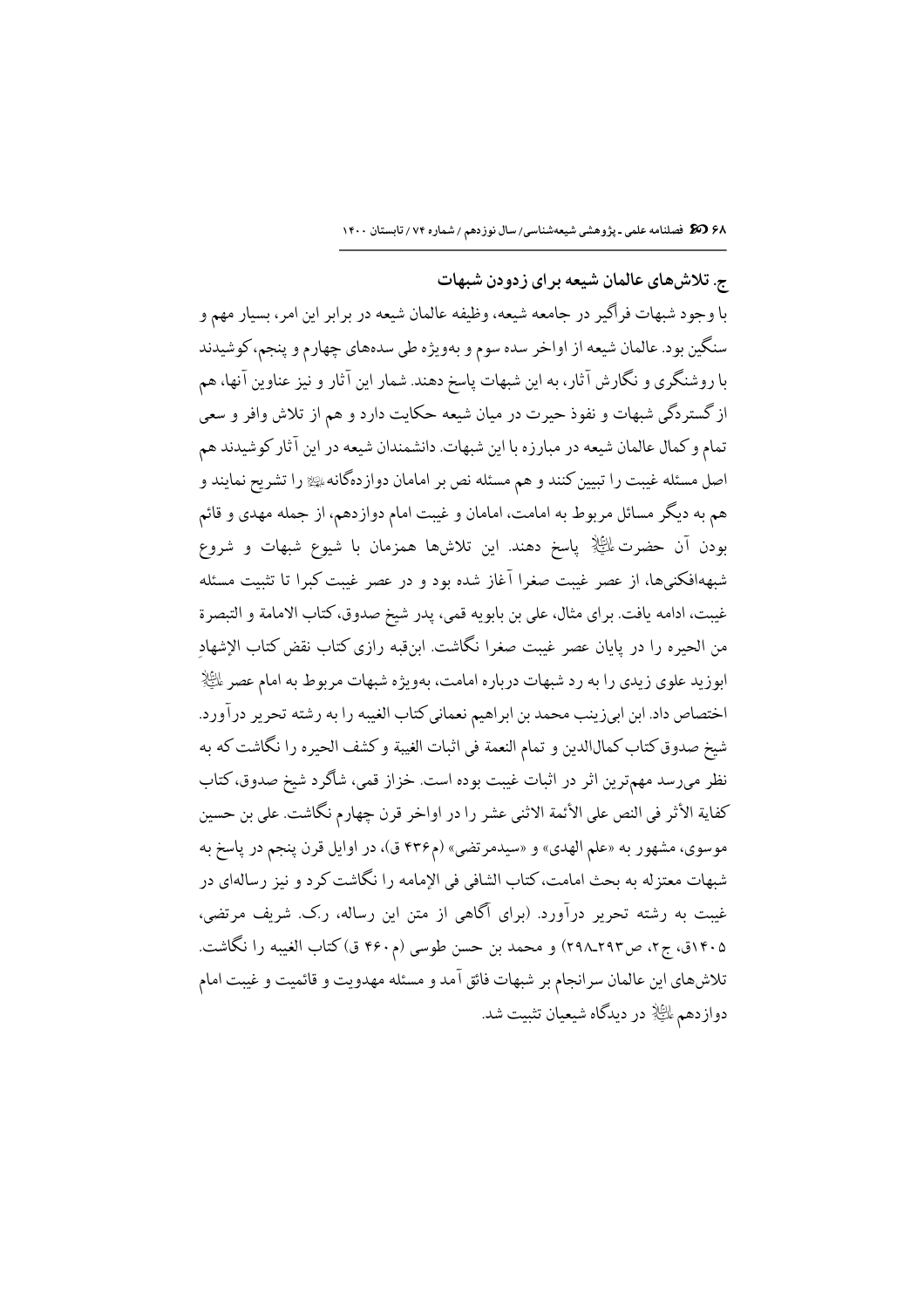### ج. تلاش‌های عالمان شیعه برای زدودن شبهات

با وجود شبهات فراگیر در جامعه شیعه، وظیفه عالمان شیعه در برابر این امر، بسیار مهم و سنگین بود. عالمان شیعه از اواخر سده سوم و به‌ویژه طی سده‌های چهارم و پنجم، کوشیدند با روشنگری و نگارش آثار، به این شبهات پاسخ دهند. شمار این آثار و نیز عناوین آنها، هم از گستردگی شبهات و نفوذ حیرت در میان شیعه حکایت دارد و هم از تلاش وافر و سعی تمام و کمال عالمان شیعه در مبارزه با این شبهات. دانشمندان شیعه در این آثار کوشیدند هم اصل مسئله غیبت را تبیین کنند و هم مسئله نص بر امامان دوازده‌گانه ﷺ را تشریح نمایند و هم به دیگر مسائل مربوط به امامت، امامان و غیبت امام دوازدهم، از جمله مهدی و قائم بودن آن حضرت ﷺ پاسخ دهند. این تلاش‌ها همزمان با شیوع شبهات و شروع شبهه‌افکنی‌ها، از عصر غیبت صغرا آغاز شده بود و در عصر غیبت کبرا تا تثبیت مسئله غیبت، ادامه یافت. برای مثال، علی بن بابویه قمی، پدر شیخ صدوق، کتاب الامامة و التبصرة من الحیره را در پایان عصر غیبت صغرا نگاشت. ابن‌قبه رازی کتاب نقض کتاب الإشهادِ ابوزید علوی زیدی را به رد شبهات درباره امامت، به‌ویژه شبهات مربوط به امام عصر ﷺ اختصاص داد. ابن ابی‌زینب محمد بن ابراهیم نعمانی کتاب الغیبه را به رشته تحریر درآورد. شیخ صدوق کتاب کمال‌الدین و تمام النعمة فی اثبات الغیبة و کشف الحیره را نگاشت که به نظر می‌رسد مهم‌ترین اثر در اثبات غیبت بوده است. خزاز قمی، شاگرد شیخ صدوق، کتاب کفایة الأثر فی النص علی الأئمة الاثنی عشر را در اواخر قرن چهارم نگاشت. علی بن حسین موسوی، مشهور به «علم الهدی» و «سیدمرتضی» (م۴۳۶ ق)، در اوایل قرن پنجم در پاسخ به شبهات معتزله به بحث امامت، کتاب الشافی فی الإمامه را نگاشت کرد و نیز رساله‌ای در غیبت به رشته تحریر درآورد. (برای آگاهی از متن این رساله، ر.ک. شریف مرتضی، ۱۴۰۵ق، ج۲، ص۲۹۳ـ۲۹۸) و محمد بن حسن طوسی (م۴۶۰ ق) کتاب الغیبه را نگاشت. تلاش‌های این عالمان سرانجام بر شبهات فائق آمد و مسئله مهدویت و قائمیت و غیبت امام دوازدهم ﷺ در دیدگاه شیعیان تثبیت شد.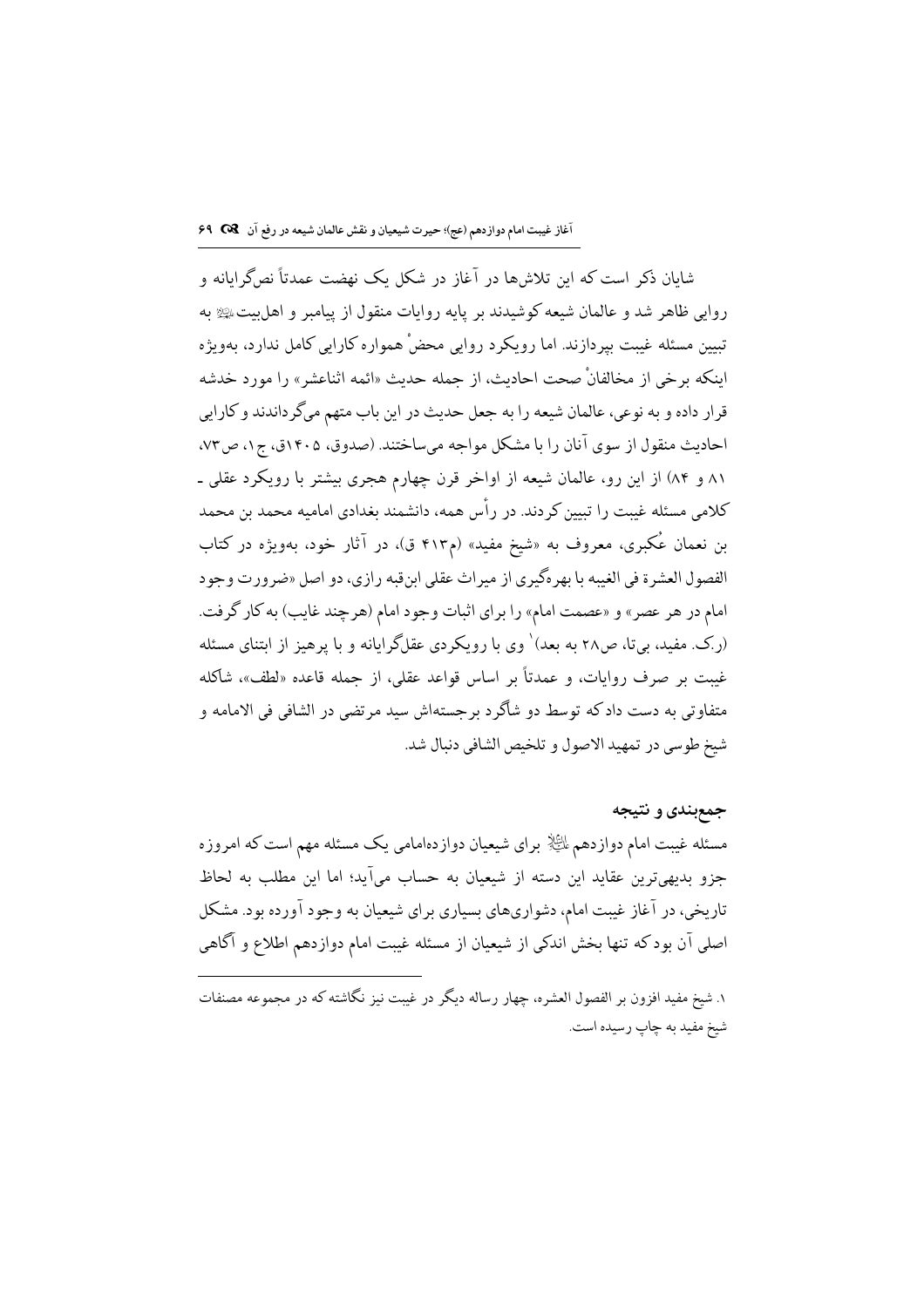شایان ذکر است که این تلاش‌ها در آغاز در شکل یک نهضت عمدتاً نص‌گرایانه و روایی ظاهر شد و عالمان شیعه کوشیدند بر پایه روایات منقول از پیامبر و اهل‌بیت علیهم‌السلام به تبیین مسئله غیبت بپردازند. اما رویکرد روایی محضْ همواره کارایی کامل ندارد، به‌ویژه اینکه برخی از مخالفانْ صحت احادیث، از جمله حدیث «ائمه اثناعشر» را مورد خدشه قرار داده و به نوعی، عالمان شیعه را به جعل حدیث در این باب متهم می‌گرداندند و کارایی احادیث منقول از سوی آنان را با مشکل مواجه می‌ساختند. (صدوق، ۱۴۰۵ق، ج۱، ص۷۳، ۸۱ و ۸۴) از این رو، عالمان شیعه از اواخر قرن چهارم هجری بیشتر با رویکرد عقلی ـ کلامی مسئله غیبت را تبیین کردند. در رأس همه، دانشمند بغدادی امامیه محمد بن محمد بن نعمان عُکبری، معروف به «شیخ مفید» (م۴۱۳ ق)، در آثار خود، به‌ویژه در کتاب الفصول العشرة فی الغیبه با بهره‌گیری از میراث عقلی ابن‌قبه رازی، دو اصل «ضرورت وجود امام در هر عصر» و «عصمت امام» را برای اثبات وجود امام (هرچند غایب) به کار گرفت. (ر.ک. مفید، بی‌تا، ص۲۸ به بعد)[1] وی با رویکردی عقل‌گرایانه و با پرهیز از ابتنای مسئله غیبت بر صرف روایات، و عمدتاً بر اساس قواعد عقلی، از جمله قاعده «لطف»، شاکله متفاوتی به دست داد که توسط دو شاگرد برجسته‌اش سید مرتضی در الشافی فی الامامه و شیخ طوسی در تمهید الاصول و تلخیص الشافی دنبال شد.

## جمع‌بندی و نتیجه

مسئله غیبت امام دوازدهم علیه‌السلام برای شیعیان دوازده‌امامی یک مسئله مهم است که امروزه جزو بدیهی‌ترین عقاید این دسته از شیعیان به حساب می‌آید؛ اما این مطلب به لحاظ تاریخی، در آغاز غیبت امام، دشواری‌های بسیاری برای شیعیان به وجود آورده بود. مشکل اصلی آن بود که تنها بخش اندکی از شیعیان از مسئله غیبت امام دوازدهم اطلاع و آگاهی

---

۱. شیخ مفید افزون بر الفصول العشره، چهار رساله دیگر در غیبت نیز نگاشته که در مجموعه مصنفات شیخ مفید به چاپ رسیده است.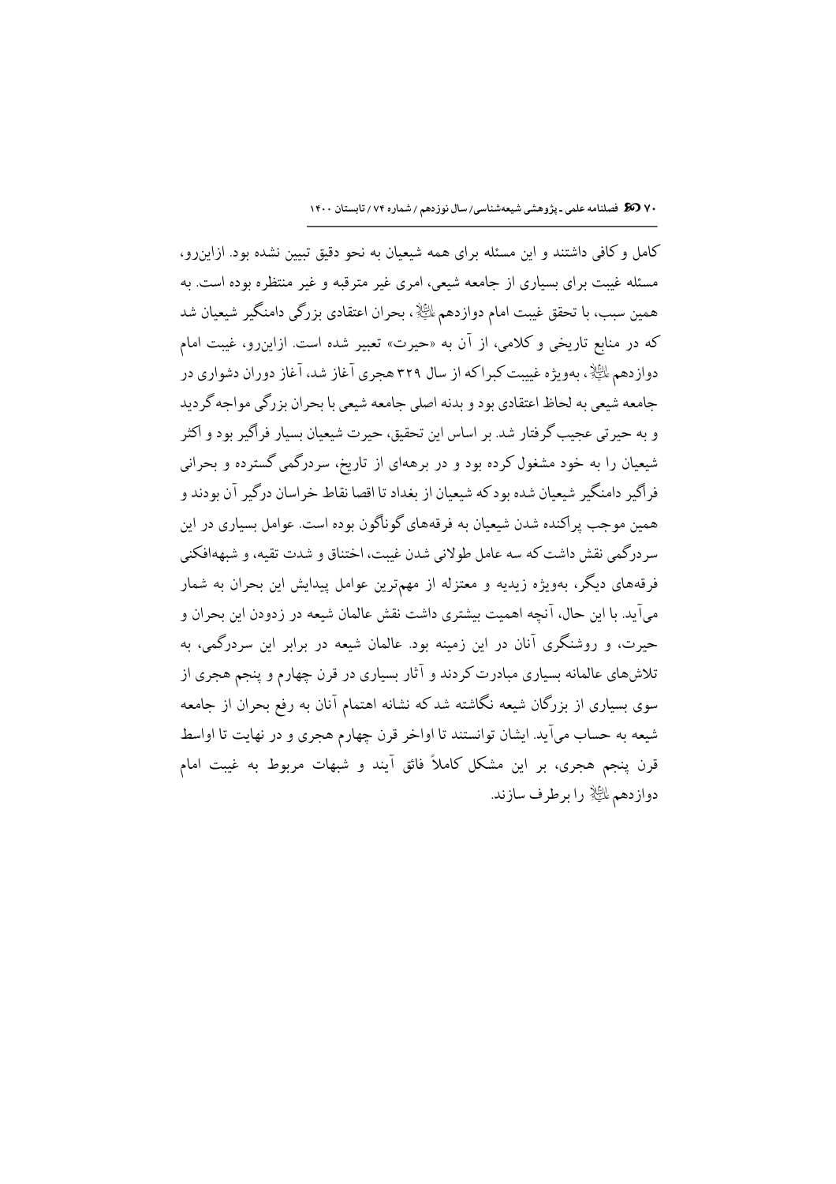کامل و کافی داشتند و این مسئله برای همه شیعیان به نحو دقیق تبیین نشده بود. ازاین‌رو، مسئله غیبت برای بسیاری از جامعه شیعی، امری غیر مترقبه و غیر منتظره بوده است. به همین سبب، با تحقق غیبت امام دوازدهم علیه‌السلام، بحران اعتقادی بزرگی دامنگیر شیعیان شد که در منابع تاریخی و کلامی، از آن به «حیرت» تعبیر شده است. ازاین‌رو، غیبت امام دوازدهم علیه‌السلام، به‌ویژه غیبت کبرا که از سال ۳۲۹ هجری آغاز شد، آغاز دوران دشواری در جامعه شیعی به لحاظ اعتقادی بود و بدنه اصلی جامعه شیعی با بحران بزرگی مواجه گردید و به حیرتی عجیب گرفتار شد. بر اساس این تحقیق، حیرت شیعیان بسیار فراگیر بود و اکثر شیعیان را به خود مشغول کرده بود و در برهه‌ای از تاریخ، سردرگمی گسترده و بحرانی فراگیر دامنگیر شیعیان شده بود که شیعیان از بغداد تا اقصا نقاط خراسان درگیر آن بودند و همین موجب پراکنده شدن شیعیان به فرقه‌های گوناگون بوده است. عوامل بسیاری در این سردرگمی نقش داشت که سه عامل طولانی شدن غیبت، اختناق و شدت تقیه، و شبهه‌افکنی فرقه‌های دیگر، به‌ویژه زیدیه و معتزله از مهم‌ترین عوامل پیدایش این بحران به شمار می‌آید. با این حال، آنچه اهمیت بیشتری داشت نقش عالمان شیعه در زدودن این بحران و حیرت، و روشنگری آنان در این زمینه بود. عالمان شیعه در برابر این سردرگمی، به تلاش‌های عالمانه بسیاری مبادرت کردند و آثار بسیاری در قرن چهارم و پنجم هجری از سوی بسیاری از بزرگان شیعه نگاشته شد که نشانه اهتمام آنان به رفع بحران از جامعه شیعه به حساب می‌آید. ایشان توانستند تا اواخر قرن چهارم هجری و در نهایت تا اواسط قرن پنجم هجری، بر این مشکل کاملاً فائق آیند و شبهات مربوط به غیبت امام دوازدهم علیه‌السلام را برطرف سازند.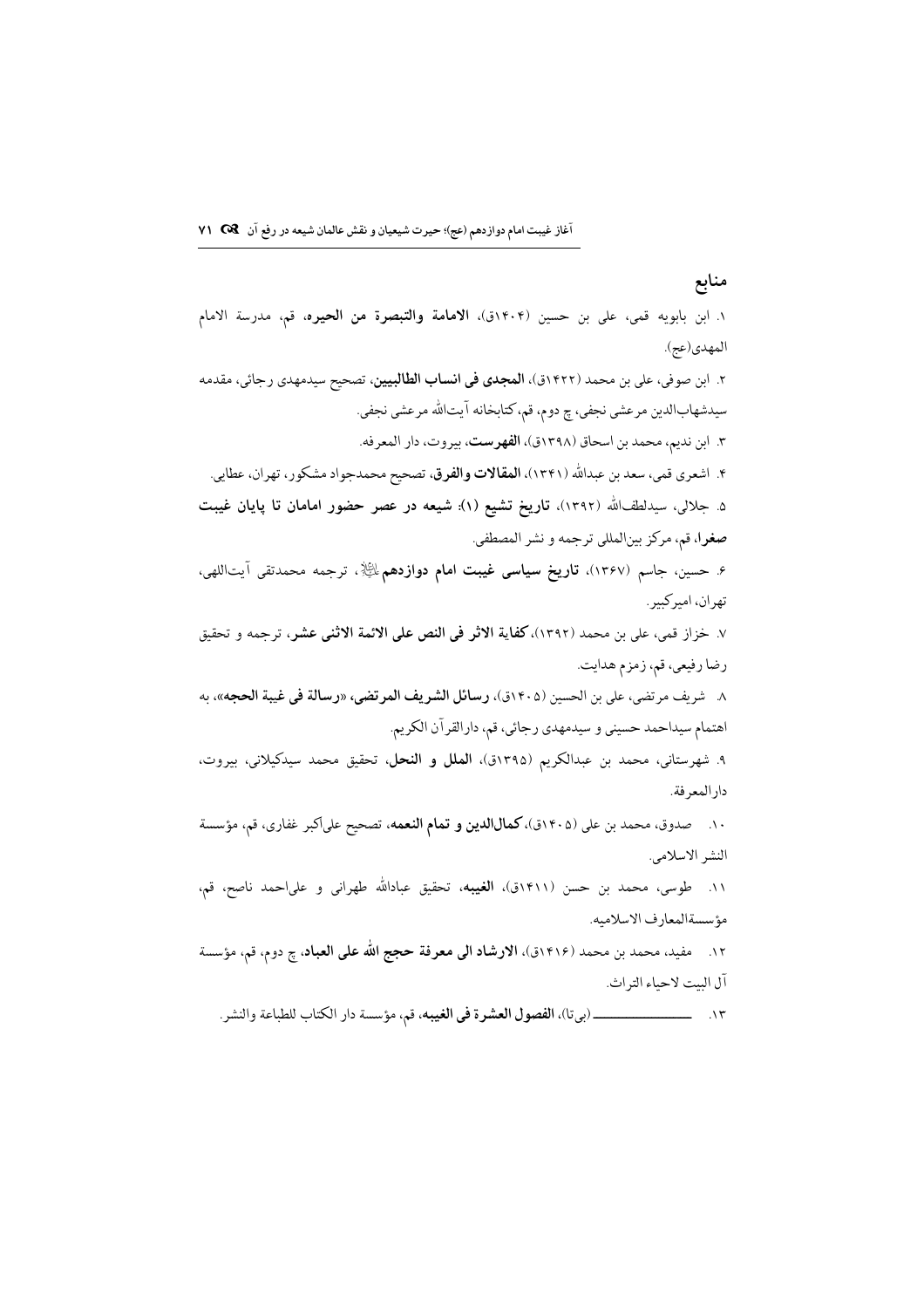## منابع

۱. ابن بابویه قمی، علی بن حسین (۱۴۰۴ق)، **الامامة والتبصرة من الحیره**، قم، مدرسة الامام المهدی(عج).

۲. ابن صوفی، علی بن محمد (۱۴۲۲ق)، **المجدی فی انساب الطالبیین**، تصحیح سیدمهدی رجائی، مقدمه سیدشهاب‌الدین مرعشی نجفی، چ دوم، قم، کتابخانه آیت‌الله مرعشی نجفی.

۳. ابن ندیم، محمد بن اسحاق (۱۳۹۸ق)، **الفهرست**، بیروت، دار المعرفه.

۴. اشعری قمی، سعد بن عبدالله (۱۳۴۱)، **المقالات والفرق**، تصحیح محمدجواد مشکور، تهران، عطایی.

۵. جلالی، سیدلطف‌الله (۱۳۹۲)، **تاریخ تشیع (۱): شیعه در عصر حضور امامان تا پایان غیبت صغرا**، قم، مرکز بین‌المللی ترجمه و نشر المصطفی.

۶. حسین، جاسم (۱۳۶۷)، **تاریخ سیاسی غیبت امام دوازدهم**ؑ، ترجمه محمدتقی آیت‌اللهی، تهران، امیرکبیر.

۷. خزاز قمی، علی بن محمد (۱۳۹۲)، **کفایة الاثر فی النص علی الائمة الاثنی عشر**، ترجمه و تحقیق رضا رفیعی، قم، زمزم هدایت.

۸. شریف مرتضی، علی بن الحسین (۱۴۰۵ق)، **رسائل الشریف المرتضی**، «**رسالة فی غیبة الحجه**»، به اهتمام سیداحمد حسینی و سیدمهدی رجائی، قم، دارالقرآن الکریم.

۹. شهرستانی، محمد بن عبدالکریم (۱۳۹۵ق)، **الملل و النحل**، تحقیق محمد سیدکیلانی، بیروت، دارالمعرفة.

۱۰. صدوق، محمد بن علی (۱۴۰۵ق)، **کمال‌الدین و تمام النعمه**، تصحیح علی‌اکبر غفاری، قم، مؤسسة النشر الاسلامی.

۱۱. طوسی، محمد بن حسن (۱۴۱۱ق)، **الغیبه**، تحقیق عبادالله طهرانی و علی‌احمد ناصح، قم، مؤسسةالمعارف الاسلامیه.

۱۲. مفید، محمد بن محمد (۱۴۱۶ق)، **الارشاد الی معرفة حجج الله علی العباد**، چ دوم، قم، مؤسسة آل البیت لاحیاء التراث.

۱۳. ـــــــــــــــ (بی‌تا)، **الفصول العشرة فی الغیبه**، قم، مؤسسة دار الکتاب للطباعة والنشر.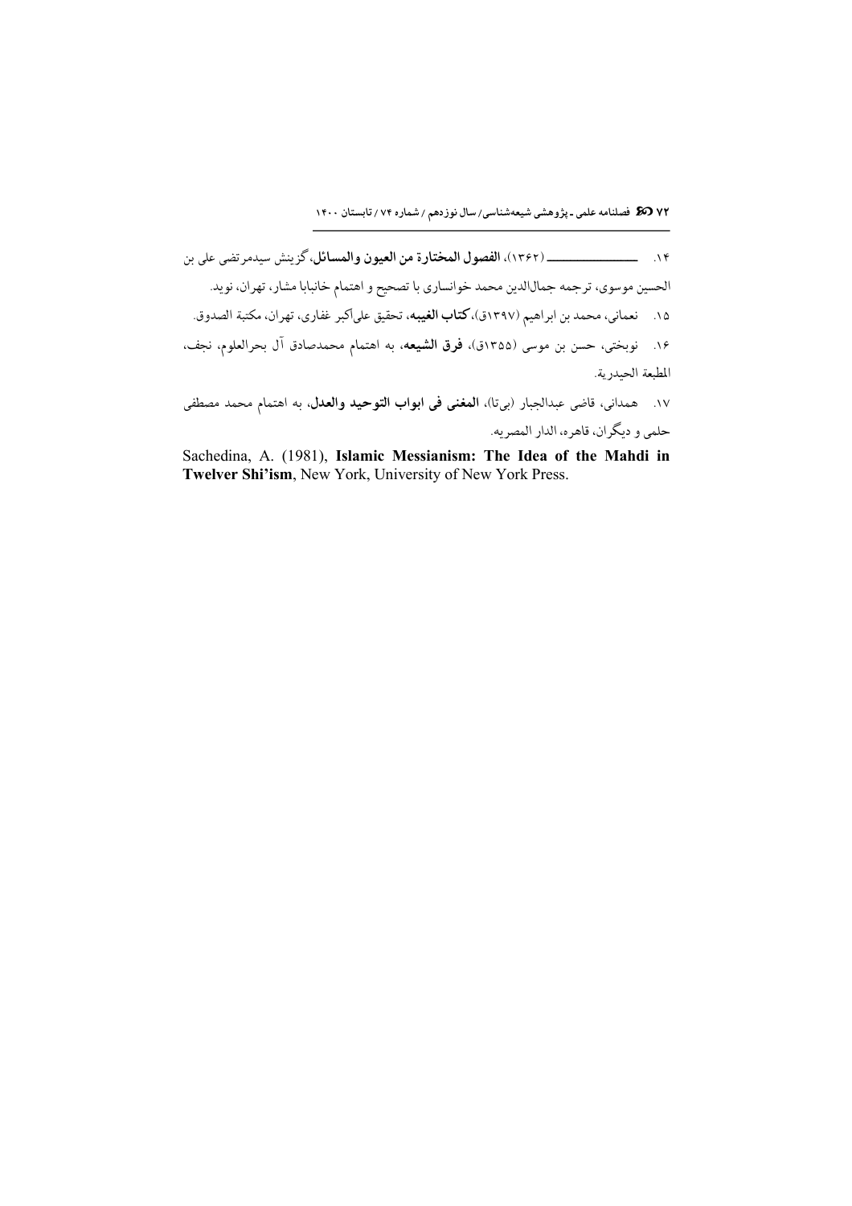۱۴. ـــــــــــــــــــ (۱۳۶۲)، **الفصول المختارة من العیون والمسائل**، گزینش سیدمرتضی علی بن الحسین موسوی، ترجمه جمال‌الدین محمد خوانساری با تصحیح و اهتمام خانبابا مشار، تهران، نوید.

۱۵. نعمانی، محمد بن ابراهیم (۱۳۹۷ق)، **کتاب الغیبه**، تحقیق علی‌اکبر غفاری، تهران، مکتبة الصدوق.

۱۶. نوبختی، حسن بن موسی (۱۳۵۵ق)، **فرق الشیعه**، به اهتمام محمدصادق آل بحرالعلوم، نجف، المطبعة الحیدریة.

۱۷. همدانی، قاضی عبدالجبار (بی‌تا)، **المغنی فی ابواب التوحید والعدل**، به اهتمام محمد مصطفی حلمی و دیگران، قاهره، الدار المصریه.

Sachedina, A. (1981), **Islamic Messianism: The Idea of the Mahdi in Twelver Shi'ism**, New York, University of New York Press.